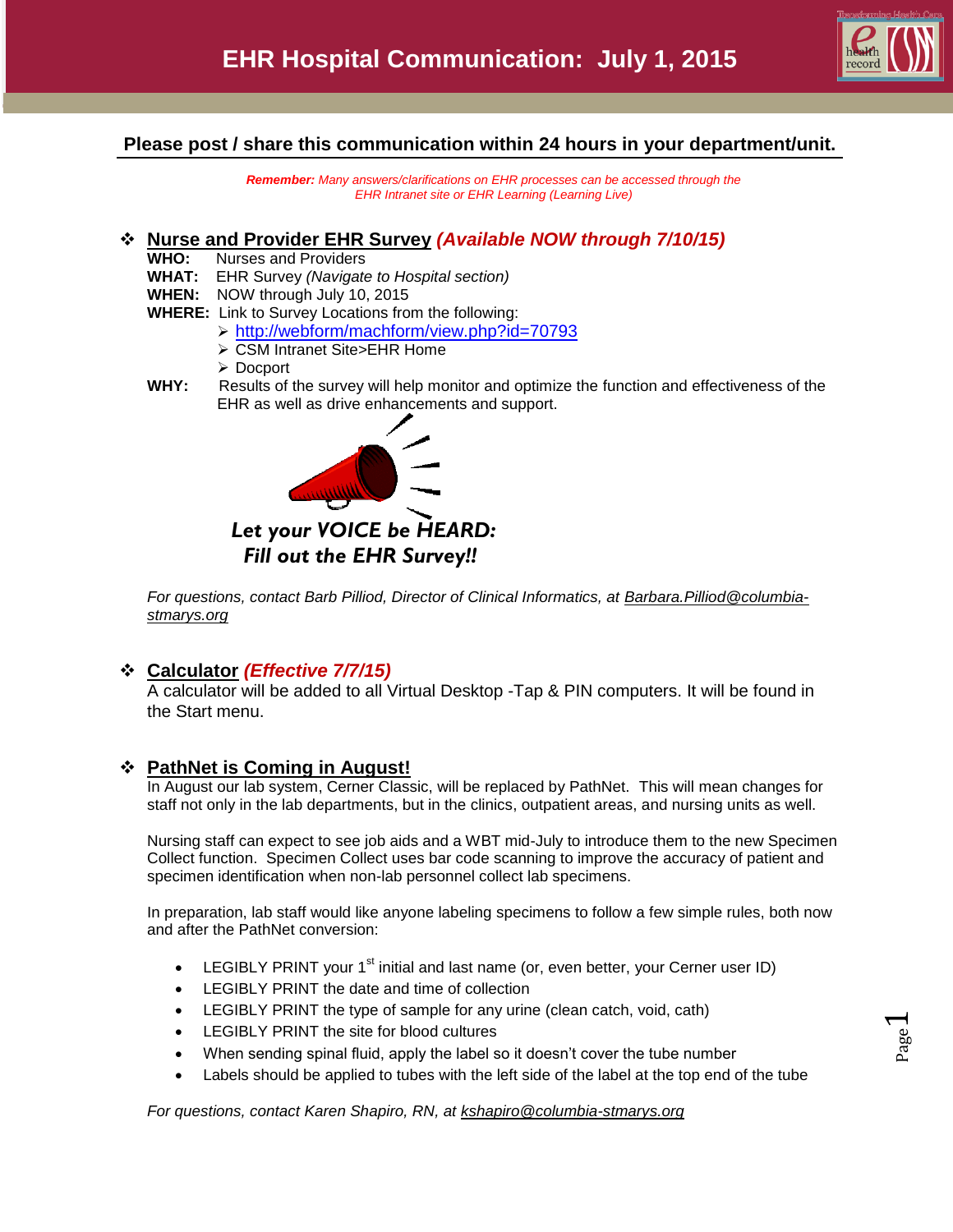# EHR Hospital Communication: July 1, 2015

**Please post / share this communication within 24 hours in your department/unit.**

***Remember:*** *Many answers/clarifications on EHR processes can be accessed through the EHR Intranet site or EHR Learning (Learning Live)*

## ❖ Nurse and Provider EHR Survey *(Available NOW through 7/10/15)*

**WHO:** Nurses and Providers

**WHAT:** EHR Survey *(Navigate to Hospital section)*

**WHEN:** NOW through July 10, 2015

**WHERE:** Link to Survey Locations from the following:

- http://webform/machform/view.php?id=70793
- CSM Intranet Site>EHR Home
- Docport

**WHY:** Results of the survey will help monitor and optimize the function and effectiveness of the EHR as well as drive enhancements and support.

***Let your VOICE be HEARD: Fill out the EHR Survey!!***

*For questions, contact Barb Pilliod, Director of Clinical Informatics, at Barbara.Pilliod@columbia-stmarys.org*

## ❖ Calculator *(Effective 7/7/15)*

A calculator will be added to all Virtual Desktop -Tap & PIN computers. It will be found in the Start menu.

## ❖ PathNet is Coming in August!

In August our lab system, Cerner Classic, will be replaced by PathNet. This will mean changes for staff not only in the lab departments, but in the clinics, outpatient areas, and nursing units as well.

Nursing staff can expect to see job aids and a WBT mid-July to introduce them to the new Specimen Collect function. Specimen Collect uses bar code scanning to improve the accuracy of patient and specimen identification when non-lab personnel collect lab specimens.

In preparation, lab staff would like anyone labeling specimens to follow a few simple rules, both now and after the PathNet conversion:

- LEGIBLY PRINT your 1st initial and last name (or, even better, your Cerner user ID)
- LEGIBLY PRINT the date and time of collection
- LEGIBLY PRINT the type of sample for any urine (clean catch, void, cath)
- LEGIBLY PRINT the site for blood cultures
- When sending spinal fluid, apply the label so it doesn't cover the tube number
- Labels should be applied to tubes with the left side of the label at the top end of the tube

*For questions, contact Karen Shapiro, RN, at kshapiro@columbia-stmarys.org*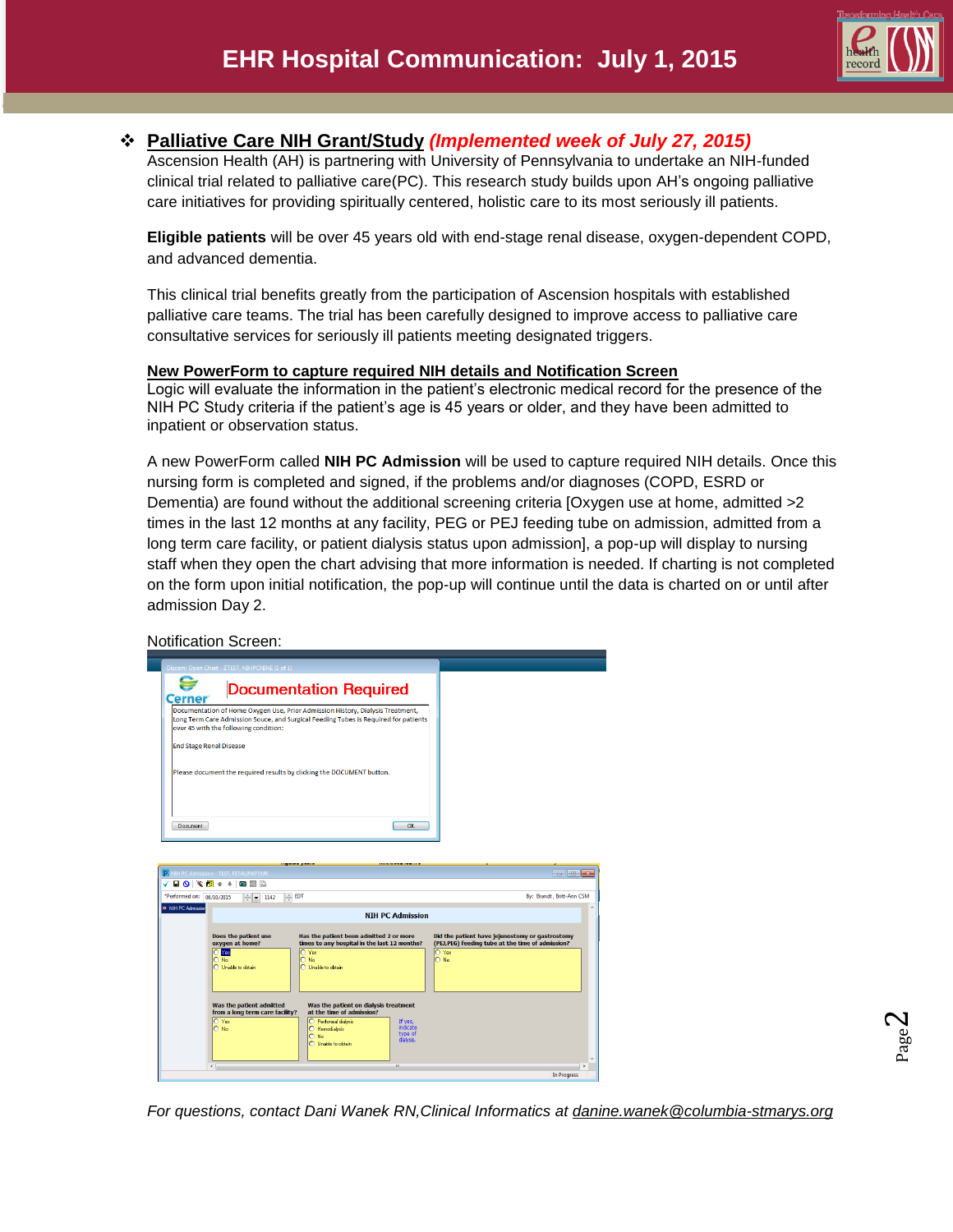# EHR Hospital Communication: July 1, 2015

- **Palliative Care NIH Grant/Study** ***(Implemented week of July 27, 2015)***

Ascension Health (AH) is partnering with University of Pennsylvania to undertake an NIH-funded clinical trial related to palliative care(PC). This research study builds upon AH's ongoing palliative care initiatives for providing spiritually centered, holistic care to its most seriously ill patients.

**Eligible patients** will be over 45 years old with end-stage renal disease, oxygen-dependent COPD, and advanced dementia.

This clinical trial benefits greatly from the participation of Ascension hospitals with established palliative care teams. The trial has been carefully designed to improve access to palliative care consultative services for seriously ill patients meeting designated triggers.

**New PowerForm to capture required NIH details and Notification Screen**

Logic will evaluate the information in the patient's electronic medical record for the presence of the NIH PC Study criteria if the patient's age is 45 years or older, and they have been admitted to inpatient or observation status.

A new PowerForm called **NIH PC Admission** will be used to capture required NIH details. Once this nursing form is completed and signed, if the problems and/or diagnoses (COPD, ESRD or Dementia) are found without the additional screening criteria [Oxygen use at home, admitted >2 times in the last 12 months at any facility, PEG or PEJ feeding tube on admission, admitted from a long term care facility, or patient dialysis status upon admission], a pop-up will display to nursing staff when they open the chart advising that more information is needed. If charting is not completed on the form upon initial notification, the pop-up will continue until the data is charted on or until after admission Day 2.

Notification Screen:

*For questions, contact Dani Wanek RN,Clinical Informatics at danine.wanek@columbia-stmarys.org*